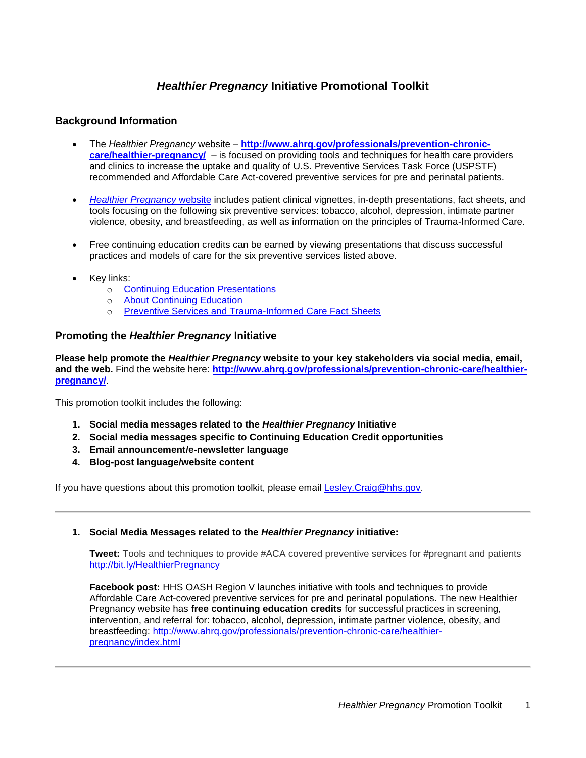# *Healthier Pregnancy* Initiative Promotional Toolkit

## Background Information

- The *Healthier Pregnancy* website – **http://www.ahrq.gov/professionals/prevention-chronic-care/healthier-pregnancy/** – is focused on providing tools and techniques for health care providers and clinics to increase the uptake and quality of U.S. Preventive Services Task Force (USPSTF) recommended and Affordable Care Act-covered preventive services for pre and perinatal patients.

- *Healthier Pregnancy* website includes patient clinical vignettes, in-depth presentations, fact sheets, and tools focusing on the following six preventive services: tobacco, alcohol, depression, intimate partner violence, obesity, and breastfeeding, as well as information on the principles of Trauma-Informed Care.

- Free continuing education credits can be earned by viewing presentations that discuss successful practices and models of care for the six preventive services listed above.

- Key links:
  - Continuing Education Presentations
  - About Continuing Education
  - Preventive Services and Trauma-Informed Care Fact Sheets

## Promoting the *Healthier Pregnancy* Initiative

**Please help promote the *Healthier Pregnancy* website to your key stakeholders via social media, email, and the web.** Find the website here: **http://www.ahrq.gov/professionals/prevention-chronic-care/healthier-pregnancy/**.

This promotion toolkit includes the following:

1. **Social media messages related to the *Healthier Pregnancy* Initiative**
2. **Social media messages specific to Continuing Education Credit opportunities**
3. **Email announcement/e-newsletter language**
4. **Blog-post language/website content**

If you have questions about this promotion toolkit, please email Lesley.Craig@hhs.gov.

---

1. **Social Media Messages related to the *Healthier Pregnancy* initiative:**

   **Tweet:** Tools and techniques to provide #ACA covered preventive services for #pregnant and patients http://bit.ly/HealthierPregnancy

   **Facebook post:** HHS OASH Region V launches initiative with tools and techniques to provide Affordable Care Act-covered preventive services for pre and perinatal populations. The new Healthier Pregnancy website has **free continuing education credits** for successful practices in screening, intervention, and referral for: tobacco, alcohol, depression, intimate partner violence, obesity, and breastfeeding: http://www.ahrq.gov/professionals/prevention-chronic-care/healthier-pregnancy/index.html

---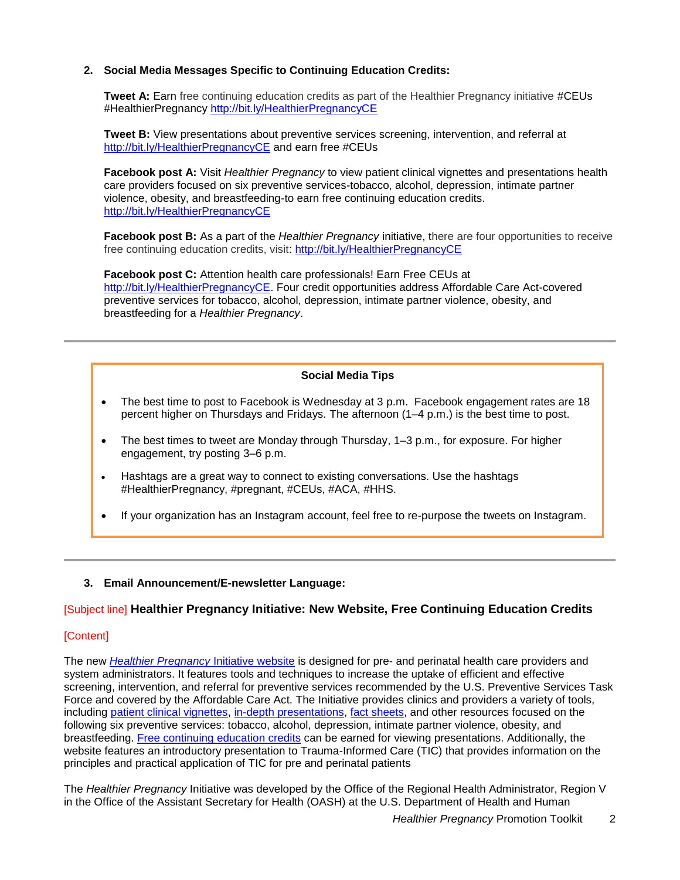2. **Social Media Messages Specific to Continuing Education Credits:**

**Tweet A:** Earn free continuing education credits as part of the Healthier Pregnancy initiative #CEUs #HealthierPregnancy [http://bit.ly/HealthierPregnancyCE](http://bit.ly/HealthierPregnancyCE)

**Tweet B:** View presentations about preventive services screening, intervention, and referral at [http://bit.ly/HealthierPregnancyCE](http://bit.ly/HealthierPregnancyCE) and earn free #CEUs

**Facebook post A:** Visit *Healthier Pregnancy* to view patient clinical vignettes and presentations health care providers focused on six preventive services-tobacco, alcohol, depression, intimate partner violence, obesity, and breastfeeding-to earn free continuing education credits. [http://bit.ly/HealthierPregnancyCE](http://bit.ly/HealthierPregnancyCE)

**Facebook post B:** As a part of the *Healthier Pregnancy* initiative, there are four opportunities to receive free continuing education credits, visit: [http://bit.ly/HealthierPregnancyCE](http://bit.ly/HealthierPregnancyCE)

**Facebook post C:** Attention health care professionals! Earn Free CEUs at [http://bit.ly/HealthierPregnancyCE](http://bit.ly/HealthierPregnancyCE). Four credit opportunities address Affordable Care Act-covered preventive services for tobacco, alcohol, depression, intimate partner violence, obesity, and breastfeeding for a *Healthier Pregnancy*.

---

**Social Media Tips**

- The best time to post to Facebook is Wednesday at 3 p.m. Facebook engagement rates are 18 percent higher on Thursdays and Fridays. The afternoon (1–4 p.m.) is the best time to post.
- The best times to tweet are Monday through Thursday, 1–3 p.m., for exposure. For higher engagement, try posting 3–6 p.m.
- Hashtags are a great way to connect to existing conversations. Use the hashtags #HealthierPregnancy, #pregnant, #CEUs, #ACA, #HHS.
- If your organization has an Instagram account, feel free to re-purpose the tweets on Instagram.

---

3. **Email Announcement/E-newsletter Language:**

[Subject line] **Healthier Pregnancy Initiative: New Website, Free Continuing Education Credits**

[Content]

The new [*Healthier Pregnancy* Initiative website]() is designed for pre- and perinatal health care providers and system administrators. It features tools and techniques to increase the uptake of efficient and effective screening, intervention, and referral for preventive services recommended by the U.S. Preventive Services Task Force and covered by the Affordable Care Act. The Initiative provides clinics and providers a variety of tools, including [patient clinical vignettes](), [in-depth presentations](), [fact sheets](), and other resources focused on the following six preventive services: tobacco, alcohol, depression, intimate partner violence, obesity, and breastfeeding. [Free continuing education credits]() can be earned for viewing presentations. Additionally, the website features an introductory presentation to Trauma-Informed Care (TIC) that provides information on the principles and practical application of TIC for pre and perinatal patients

The *Healthier Pregnancy* Initiative was developed by the Office of the Regional Health Administrator, Region V in the Office of the Assistant Secretary for Health (OASH) at the U.S. Department of Health and Human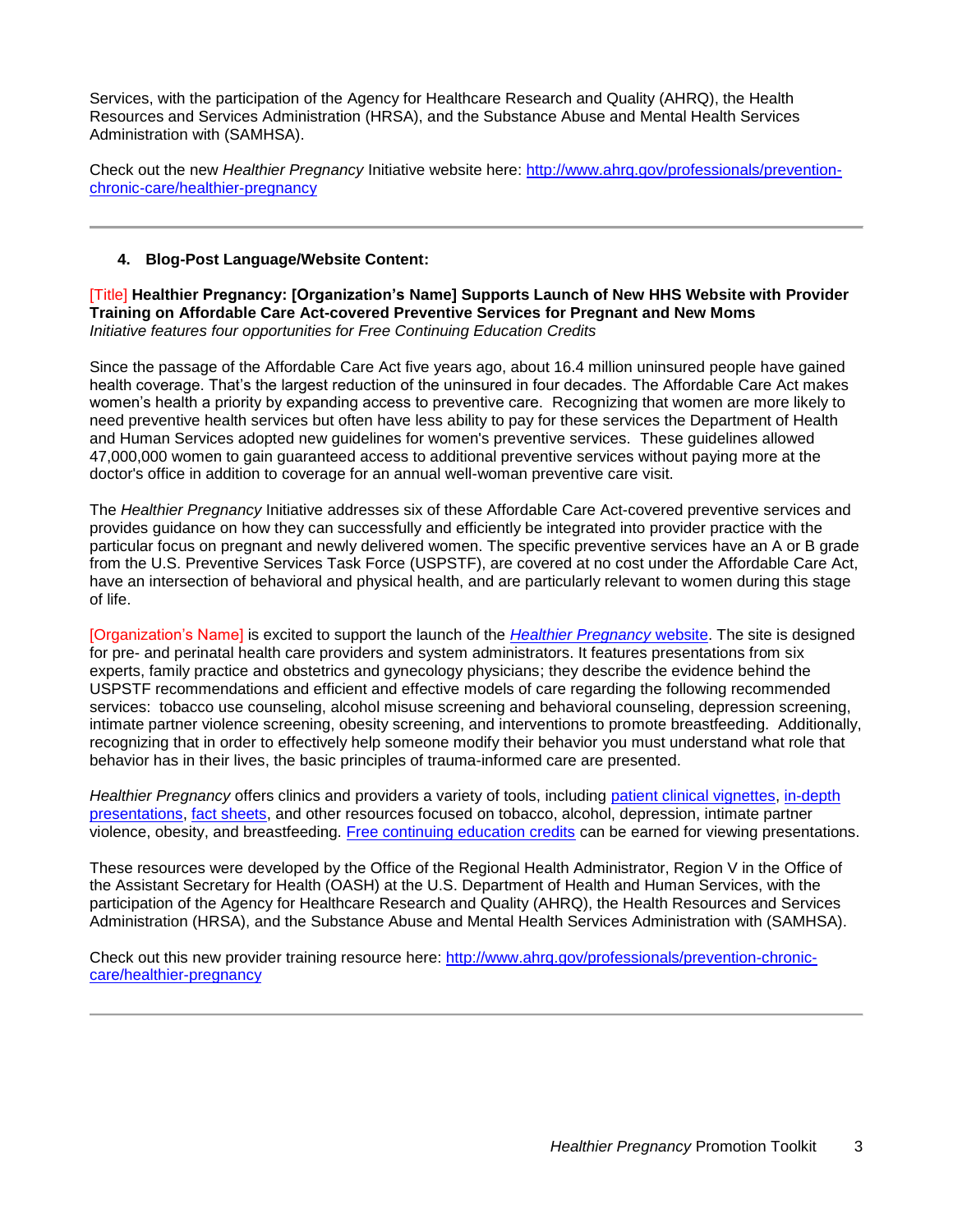Services, with the participation of the Agency for Healthcare Research and Quality (AHRQ), the Health Resources and Services Administration (HRSA), and the Substance Abuse and Mental Health Services Administration with (SAMHSA).

Check out the new *Healthier Pregnancy* Initiative website here: [http://www.ahrq.gov/professionals/prevention-chronic-care/healthier-pregnancy](http://www.ahrq.gov/professionals/prevention-chronic-care/healthier-pregnancy)

---

4. **Blog-Post Language/Website Content:**

[Title] **Healthier Pregnancy: [Organization's Name] Supports Launch of New HHS Website with Provider Training on Affordable Care Act-covered Preventive Services for Pregnant and New Moms**
*Initiative features four opportunities for Free Continuing Education Credits*

Since the passage of the Affordable Care Act five years ago, about 16.4 million uninsured people have gained health coverage. That's the largest reduction of the uninsured in four decades. The Affordable Care Act makes women's health a priority by expanding access to preventive care. Recognizing that women are more likely to need preventive health services but often have less ability to pay for these services the Department of Health and Human Services adopted new guidelines for women's preventive services. These guidelines allowed 47,000,000 women to gain guaranteed access to additional preventive services without paying more at the doctor's office in addition to coverage for an annual well-woman preventive care visit.

The *Healthier Pregnancy* Initiative addresses six of these Affordable Care Act-covered preventive services and provides guidance on how they can successfully and efficiently be integrated into provider practice with the particular focus on pregnant and newly delivered women. The specific preventive services have an A or B grade from the U.S. Preventive Services Task Force (USPSTF), are covered at no cost under the Affordable Care Act, have an intersection of behavioral and physical health, and are particularly relevant to women during this stage of life.

[Organization's Name] is excited to support the launch of the [*Healthier Pregnancy* website](http://www.ahrq.gov/professionals/prevention-chronic-care/healthier-pregnancy). The site is designed for pre- and perinatal health care providers and system administrators. It features presentations from six experts, family practice and obstetrics and gynecology physicians; they describe the evidence behind the USPSTF recommendations and efficient and effective models of care regarding the following recommended services: tobacco use counseling, alcohol misuse screening and behavioral counseling, depression screening, intimate partner violence screening, obesity screening, and interventions to promote breastfeeding. Additionally, recognizing that in order to effectively help someone modify their behavior you must understand what role that behavior has in their lives, the basic principles of trauma-informed care are presented.

*Healthier Pregnancy* offers clinics and providers a variety of tools, including patient clinical vignettes, in-depth presentations, fact sheets, and other resources focused on tobacco, alcohol, depression, intimate partner violence, obesity, and breastfeeding. Free continuing education credits can be earned for viewing presentations.

These resources were developed by the Office of the Regional Health Administrator, Region V in the Office of the Assistant Secretary for Health (OASH) at the U.S. Department of Health and Human Services, with the participation of the Agency for Healthcare Research and Quality (AHRQ), the Health Resources and Services Administration (HRSA), and the Substance Abuse and Mental Health Services Administration with (SAMHSA).

Check out this new provider training resource here: [http://www.ahrq.gov/professionals/prevention-chronic-care/healthier-pregnancy](http://www.ahrq.gov/professionals/prevention-chronic-care/healthier-pregnancy)

---